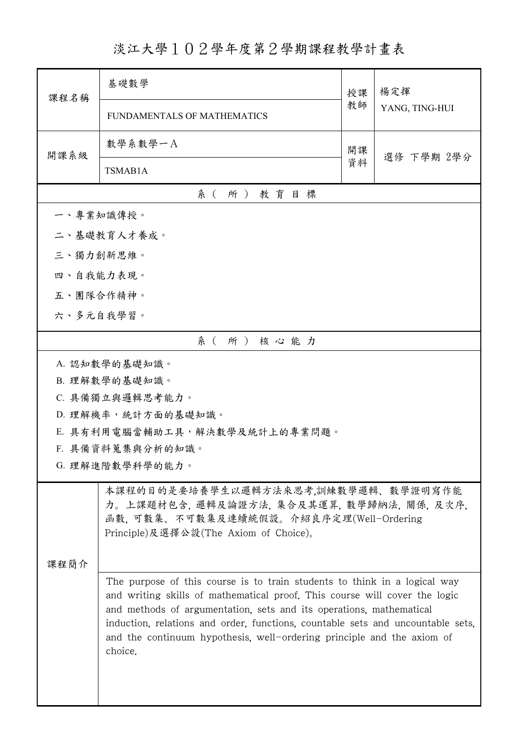# 淡江大學１０２學年度第２學期課程教學計畫表

| 課程名稱 | 基礎數學<br>FUNDAMENTALS OF MATHEMATICS | 授課教師 | 楊定揮<br>YANG, TING-HUI |
|---|---|---|---|
| 開課系級 | 數學系數學一Ａ<br>TSMAB1A | 開課資料 | 選修 下學期 2學分 |

## 系（所）教育目標

一、專業知識傳授。

二、基礎教育人才養成。

三、獨力創新思維。

四、自我能力表現。

五、團隊合作精神。

六、多元自我學習。

## 系（所）核心能力

A. 認知數學的基礎知識。

B. 理解數學的基礎知識。

C. 具備獨立與邏輯思考能力。

D. 理解機率，統計方面的基礎知識。

E. 具有利用電腦當輔助工具，解決數學及統計上的專業問題。

F. 具備資料蒐集與分析的知識。

G. 理解進階數學科學的能力。

## 課程簡介

本課程的目的是要培養學生以邏輯方法來思考,訓練數學邏輯、數學證明寫作能力。上課題材包含, 邏輯及論證方法, 集合及其運算, 數學歸納法, 關係, 及次序, 函數, 可數集、不可數集及連續統假設。介紹良序定理(Well-Ordering Principle)及選擇公設(The Axiom of Choice)。

The purpose of this course is to train students to think in a logical way and writing skills of mathematical proof. This course will cover the logic and methods of argumentation, sets and its operations, mathematical induction, relations and order, functions, countable sets and uncountable sets, and the continuum hypothesis, well-ordering principle and the axiom of choice.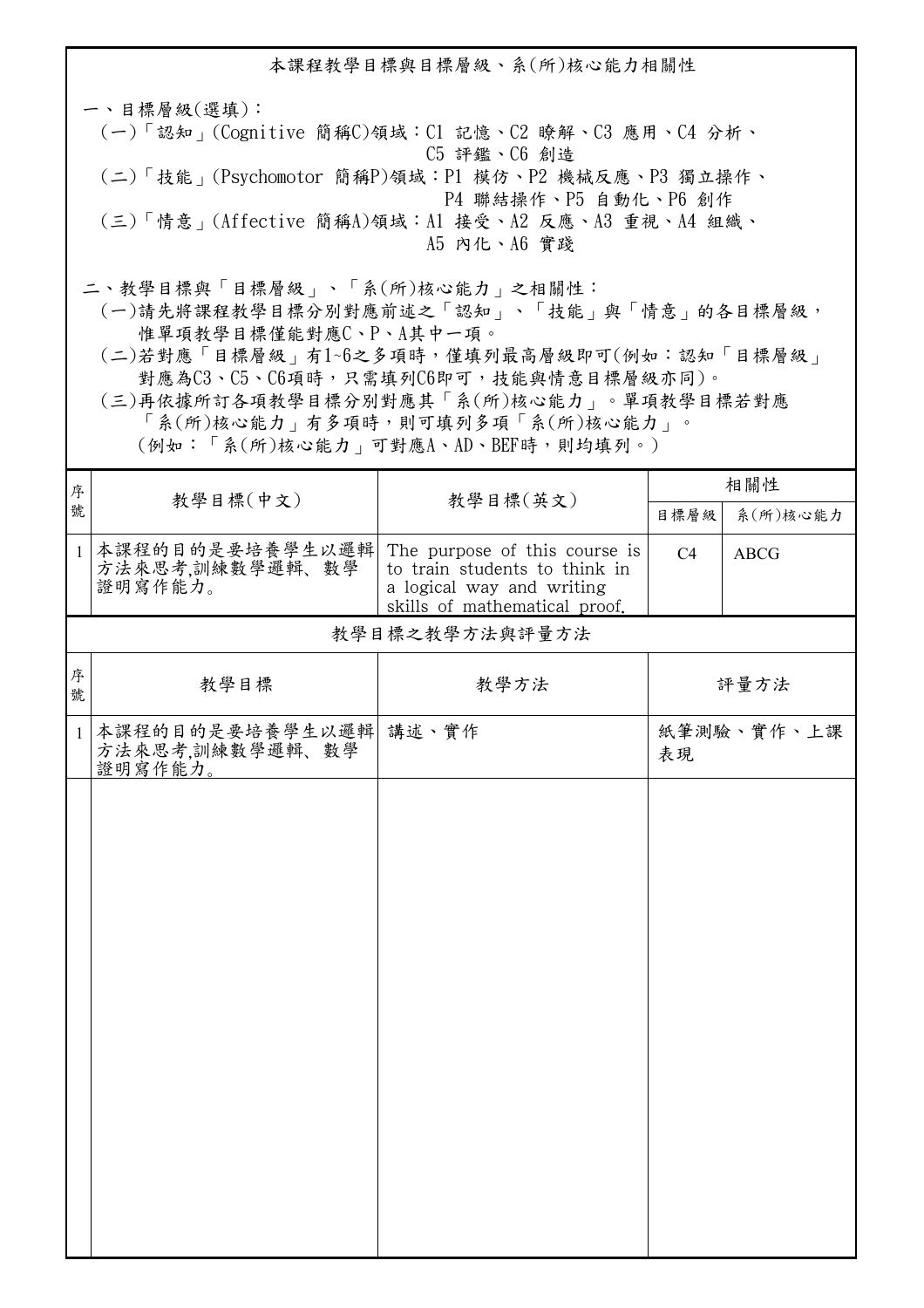## 本課程教學目標與目標層級、系(所)核心能力相關性

一、目標層級(選填)：

(一)「認知」(Cognitive 簡稱C)領域：C1 記憶、C2 瞭解、C3 應用、C4 分析、C5 評鑑、C6 創造

(二)「技能」(Psychomotor 簡稱P)領域：P1 模仿、P2 機械反應、P3 獨立操作、P4 聯結操作、P5 自動化、P6 創作

(三)「情意」(Affective 簡稱A)領域：A1 接受、A2 反應、A3 重視、A4 組織、A5 內化、A6 實踐

二、教學目標與「目標層級」、「系(所)核心能力」之相關性：

(一)請先將課程教學目標分別對應前述之「認知」、「技能」與「情意」的各目標層級，惟單項教學目標僅能對應C、P、A其中一項。

(二)若對應「目標層級」有1~6之多項時，僅填列最高層級即可(例如：認知「目標層級」對應為C3、C5、C6項時，只需填列C6即可，技能與情意目標層級亦同)。

(三)再依據所訂各項教學目標分別對應其「系(所)核心能力」。單項教學目標若對應「系(所)核心能力」有多項時，則可填列多項「系(所)核心能力」。(例如：「系(所)核心能力」可對應A、AD、BEF時，則均填列。)

| 序號 | 教學目標(中文) | 教學目標(英文) | 相關性 | |
|---|---|---|---|---|
| | | | 目標層級 | 系(所)核心能力 |
| 1 | 本課程的目的是要培養學生以邏輯方法來思考,訓練數學邏輯、數學證明寫作能力。 | The purpose of this course is to train students to think in a logical way and writing skills of mathematical proof. | C4 | ABCG |

## 教學目標之教學方法與評量方法

| 序號 | 教學目標 | 教學方法 | 評量方法 |
|---|---|---|---|
| 1 | 本課程的目的是要培養學生以邏輯方法來思考,訓練數學邏輯、數學證明寫作能力。 | 講述、實作 | 紙筆測驗、實作、上課表現 |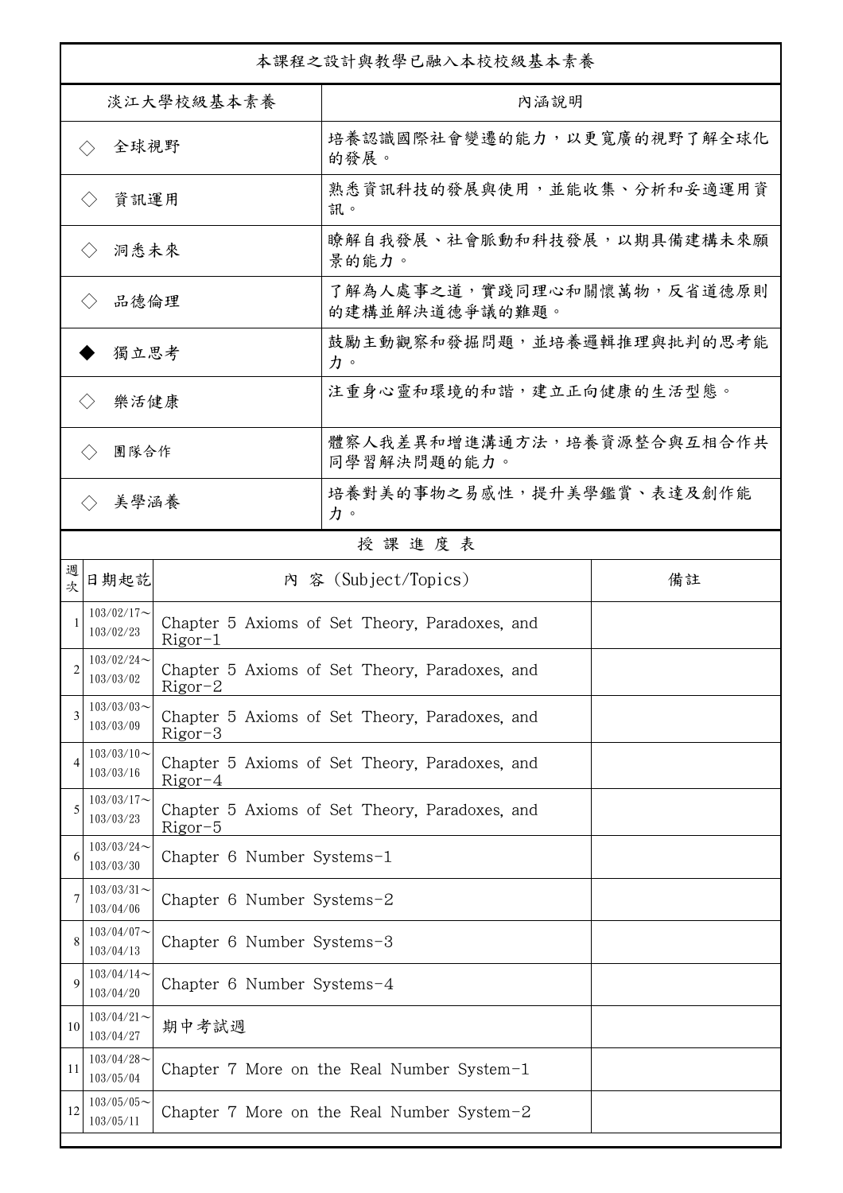| 本課程之設計與教學已融入本校校級基本素養 | |
|---|---|
| 淡江大學校級基本素養 | 內涵說明 |
| ◇ 全球視野 | 培養認識國際社會變遷的能力，以更寬廣的視野了解全球化的發展。 |
| ◇ 資訊運用 | 熟悉資訊科技的發展與使用，並能收集、分析和妥適運用資訊。 |
| ◇ 洞悉未來 | 瞭解自我發展、社會脈動和科技發展，以期具備建構未來願景的能力。 |
| ◇ 品德倫理 | 了解為人處事之道，實踐同理心和關懷萬物，反省道德原則的建構並解決道德爭議的難題。 |
| ◆ 獨立思考 | 鼓勵主動觀察和發掘問題，並培養邏輯推理與批判的思考能力。 |
| ◇ 樂活健康 | 注重身心靈和環境的和諧，建立正向健康的生活型態。 |
| ◇ 團隊合作 | 體察人我差異和增進溝通方法，培養資源整合與互相合作共同學習解決問題的能力。 |
| ◇ 美學涵養 | 培養對美的事物之易感性，提升美學鑑賞、表達及創作能力。 |

授 課 進 度 表

| 週次 | 日期起訖 | 內 容 (Subject/Topics) | 備註 |
|---|---|---|---|
| 1 | 103/02/17～103/02/23 | Chapter 5 Axioms of Set Theory, Paradoxes, and Rigor-1 | |
| 2 | 103/02/24～103/03/02 | Chapter 5 Axioms of Set Theory, Paradoxes, and Rigor-2 | |
| 3 | 103/03/03～103/03/09 | Chapter 5 Axioms of Set Theory, Paradoxes, and Rigor-3 | |
| 4 | 103/03/10～103/03/16 | Chapter 5 Axioms of Set Theory, Paradoxes, and Rigor-4 | |
| 5 | 103/03/17～103/03/23 | Chapter 5 Axioms of Set Theory, Paradoxes, and Rigor-5 | |
| 6 | 103/03/24～103/03/30 | Chapter 6 Number Systems-1 | |
| 7 | 103/03/31～103/04/06 | Chapter 6 Number Systems-2 | |
| 8 | 103/04/07～103/04/13 | Chapter 6 Number Systems-3 | |
| 9 | 103/04/14～103/04/20 | Chapter 6 Number Systems-4 | |
| 10 | 103/04/21～103/04/27 | 期中考試週 | |
| 11 | 103/04/28～103/05/04 | Chapter 7 More on the Real Number System-1 | |
| 12 | 103/05/05～103/05/11 | Chapter 7 More on the Real Number System-2 | |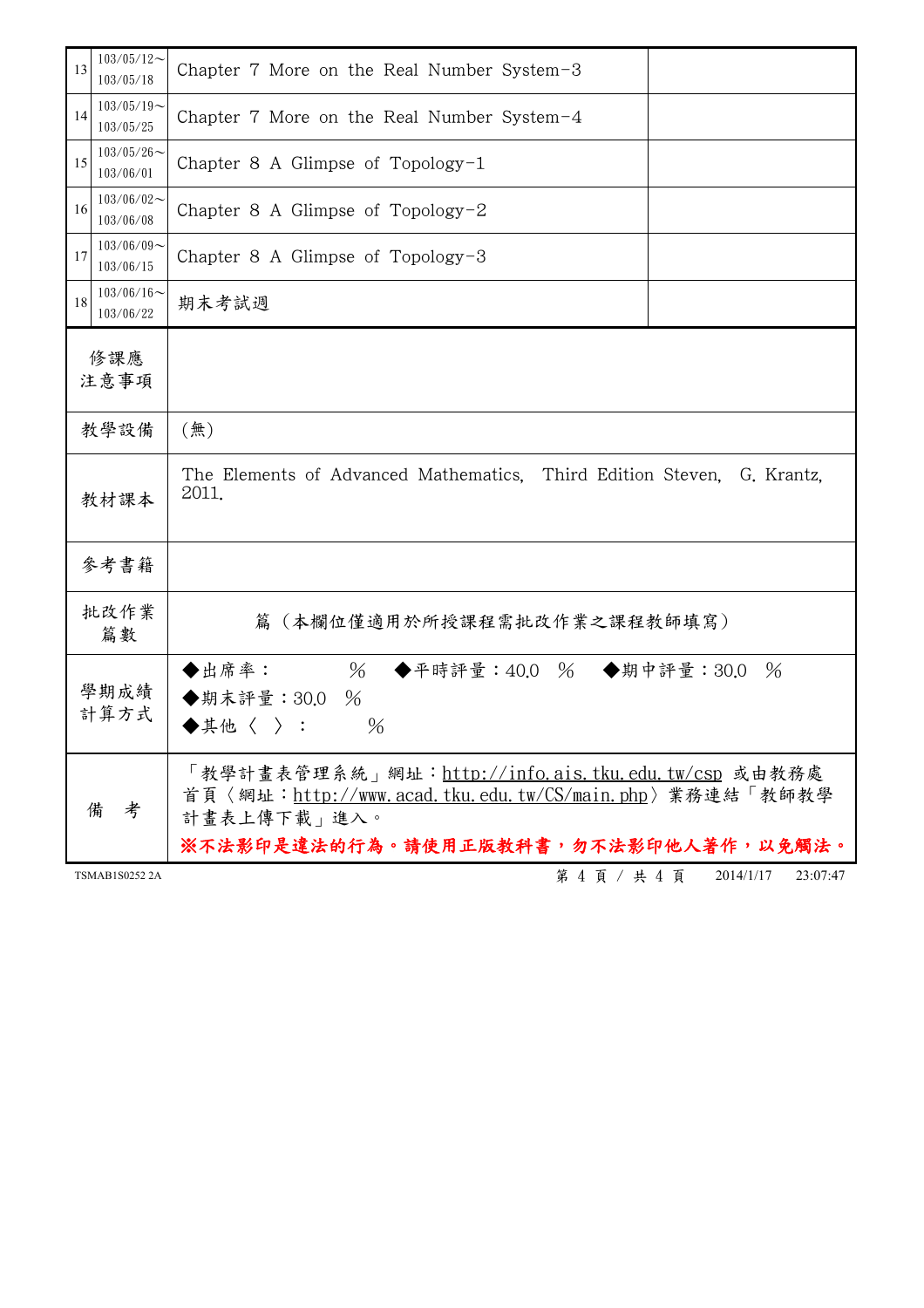| | | | |
|---|---|---|---|
| 13 | 103/05/12～103/05/18 | Chapter 7 More on the Real Number System-3 | |
| 14 | 103/05/19～103/05/25 | Chapter 7 More on the Real Number System-4 | |
| 15 | 103/05/26～103/06/01 | Chapter 8 A Glimpse of Topology-1 | |
| 16 | 103/06/02～103/06/08 | Chapter 8 A Glimpse of Topology-2 | |
| 17 | 103/06/09～103/06/15 | Chapter 8 A Glimpse of Topology-3 | |
| 18 | 103/06/16～103/06/22 | 期末考試週 | |

| | |
|---|---|
| 修課應注意事項 | |
| 教學設備 | (無) |
| 教材課本 | The Elements of Advanced Mathematics, Third Edition Steven, G. Krantz, 2011. |
| 參考書籍 | |
| 批改作業篇數 | 篇（本欄位僅適用於所授課程需批改作業之課程教師填寫） |
| 學期成績計算方式 | ◆出席率：　　% ◆平時評量：40.0 % ◆期中評量：30.0 %<br>◆期末評量：30.0 %<br>◆其他〈 〉：　　% |
| 備　考 | 「教學計畫表管理系統」網址：http://info.ais.tku.edu.tw/csp 或由教務處首頁〈網址：http://www.acad.tku.edu.tw/CS/main.php〉業務連結「教師教學計畫表上傳下載」進入。<br>**※不法影印是違法的行為。請使用正版教科書，勿不法影印他人著作，以免觸法。** |

TSMAB1S0252 2A　　　2014/1/17　23:07:47